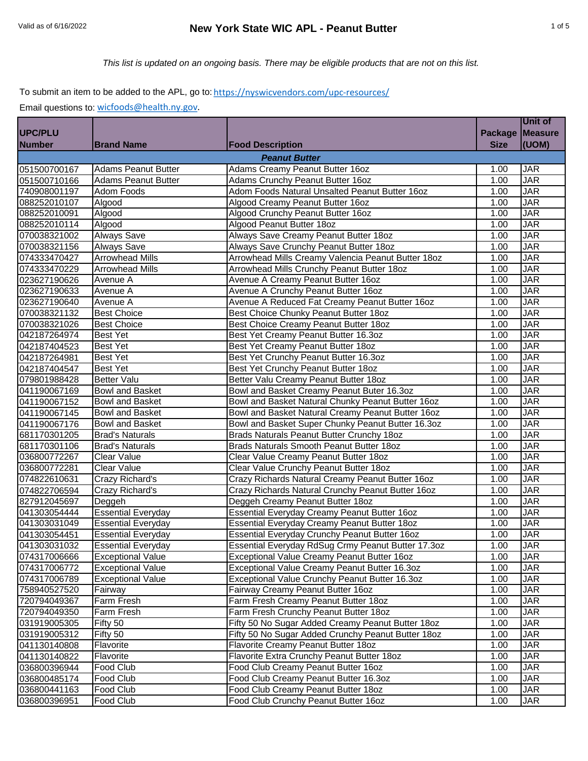# New York State WIC APL - Peanut Butter

Valid as of 6/16/2022

*This list is updated on an ongoing basis. There may be eligible products that are not on this list.*

To submit an item to be added to the APL, go to: https://nyswicvendors.com/upc-resources/

Email questions to: wicfoods@health.ny.gov.

| UPC/PLU Number | Brand Name | Food Description | Package Size | Unit of Measure (UOM) |
|---|---|---|---|---|
| | | ***Peanut Butter*** | | |
| 051500700167 | Adams Peanut Butter | Adams Creamy Peanut Butter 16oz | 1.00 | JAR |
| 051500710166 | Adams Peanut Butter | Adams Crunchy Peanut Butter 16oz | 1.00 | JAR |
| 740908001197 | Adom Foods | Adom Foods Natural Unsalted Peanut Butter 16oz | 1.00 | JAR |
| 088252010107 | Algood | Algood Creamy Peanut Butter 16oz | 1.00 | JAR |
| 088252010091 | Algood | Algood Crunchy Peanut Butter 16oz | 1.00 | JAR |
| 088252010114 | Algood | Algood Peanut Butter 18oz | 1.00 | JAR |
| 070038321002 | Always Save | Always Save Creamy Peanut Butter 18oz | 1.00 | JAR |
| 070038321156 | Always Save | Always Save Crunchy Peanut Butter 18oz | 1.00 | JAR |
| 074333470427 | Arrowhead Mills | Arrowhead Mills Creamy Valencia Peanut Butter 18oz | 1.00 | JAR |
| 074333470229 | Arrowhead Mills | Arrowhead Mills Crunchy Peanut Butter 18oz | 1.00 | JAR |
| 023627190626 | Avenue A | Avenue A Creamy Peanut Butter 16oz | 1.00 | JAR |
| 023627190633 | Avenue A | Avenue A Crunchy Peanut Butter 16oz | 1.00 | JAR |
| 023627190640 | Avenue A | Avenue A Reduced Fat Creamy Peanut Butter 16oz | 1.00 | JAR |
| 070038321132 | Best Choice | Best Choice Chunky Peanut Butter 18oz | 1.00 | JAR |
| 070038321026 | Best Choice | Best Choice Creamy Peanut Butter 18oz | 1.00 | JAR |
| 042187264974 | Best Yet | Best Yet Creamy Peanut Butter 16.3oz | 1.00 | JAR |
| 042187404523 | Best Yet | Best Yet Creamy Peanut Butter 18oz | 1.00 | JAR |
| 042187264981 | Best Yet | Best Yet Crunchy Peanut Butter 16.3oz | 1.00 | JAR |
| 042187404547 | Best Yet | Best Yet Crunchy Peanut Butter 18oz | 1.00 | JAR |
| 079801988428 | Better Valu | Better Valu Creamy Peanut Butter 18oz | 1.00 | JAR |
| 041190067169 | Bowl and Basket | Bowl and Basket Creamy Peanut Buter 16.3oz | 1.00 | JAR |
| 041190067152 | Bowl and Basket | Bowl and Basket Natural Chunky Peanut Butter 16oz | 1.00 | JAR |
| 041190067145 | Bowl and Basket | Bowl and Basket Natural Creamy Peanut Butter 16oz | 1.00 | JAR |
| 041190067176 | Bowl and Basket | Bowl and Basket Super Chunky Peanut Butter 16.3oz | 1.00 | JAR |
| 681170301205 | Brad's Naturals | Brads Naturals Peanut Butter Crunchy 18oz | 1.00 | JAR |
| 681170301106 | Brad's Naturals | Brads Naturals Smooth Peanut Butter 18oz | 1.00 | JAR |
| 036800772267 | Clear Value | Clear Value Creamy Peanut Butter 18oz | 1.00 | JAR |
| 036800772281 | Clear Value | Clear Value Crunchy Peanut Butter 18oz | 1.00 | JAR |
| 074822610631 | Crazy Richard's | Crazy Richards Natural Creamy Peanut Butter 16oz | 1.00 | JAR |
| 074822706594 | Crazy Richard's | Crazy Richards Natural Crunchy Peanut Butter 16oz | 1.00 | JAR |
| 827912045697 | Deggeh | Deggeh Creamy Peanut Butter 18oz | 1.00 | JAR |
| 041303054444 | Essential Everyday | Essential Everyday Creamy Peanut Butter 16oz | 1.00 | JAR |
| 041303031049 | Essential Everyday | Essential Everyday Creamy Peanut Butter 18oz | 1.00 | JAR |
| 041303054451 | Essential Everyday | Essential Everyday Crunchy Peanut Butter 16oz | 1.00 | JAR |
| 041303031032 | Essential Everyday | Essential Everyday RdSug Crmy Peanut Butter 17.3oz | 1.00 | JAR |
| 074317006666 | Exceptional Value | Exceptional Value Creamy Peanut Butter 16oz | 1.00 | JAR |
| 074317006772 | Exceptional Value | Exceptional Value Creamy Peanut Butter 16.3oz | 1.00 | JAR |
| 074317006789 | Exceptional Value | Exceptional Value Crunchy Peanut Butter 16.3oz | 1.00 | JAR |
| 758940527520 | Fairway | Fairway Creamy Peanut Butter 16oz | 1.00 | JAR |
| 720794049367 | Farm Fresh | Farm Fresh Creamy Peanut Butter 18oz | 1.00 | JAR |
| 720794049350 | Farm Fresh | Farm Fresh Crunchy Peanut Butter 18oz | 1.00 | JAR |
| 031919005305 | Fifty 50 | Fifty 50 No Sugar Added Creamy Peanut Butter 18oz | 1.00 | JAR |
| 031919005312 | Fifty 50 | Fifty 50 No Sugar Added Crunchy Peanut Butter 18oz | 1.00 | JAR |
| 041130140808 | Flavorite | Flavorite Creamy Peanut Butter 18oz | 1.00 | JAR |
| 041130140822 | Flavorite | Flavorite Extra Crunchy Peanut Butter 18oz | 1.00 | JAR |
| 036800396944 | Food Club | Food Club Creamy Peanut Butter 16oz | 1.00 | JAR |
| 036800485174 | Food Club | Food Club Creamy Peanut Butter 16.3oz | 1.00 | JAR |
| 036800441163 | Food Club | Food Club Creamy Peanut Butter 18oz | 1.00 | JAR |
| 036800396951 | Food Club | Food Club Crunchy Peanut Butter 16oz | 1.00 | JAR |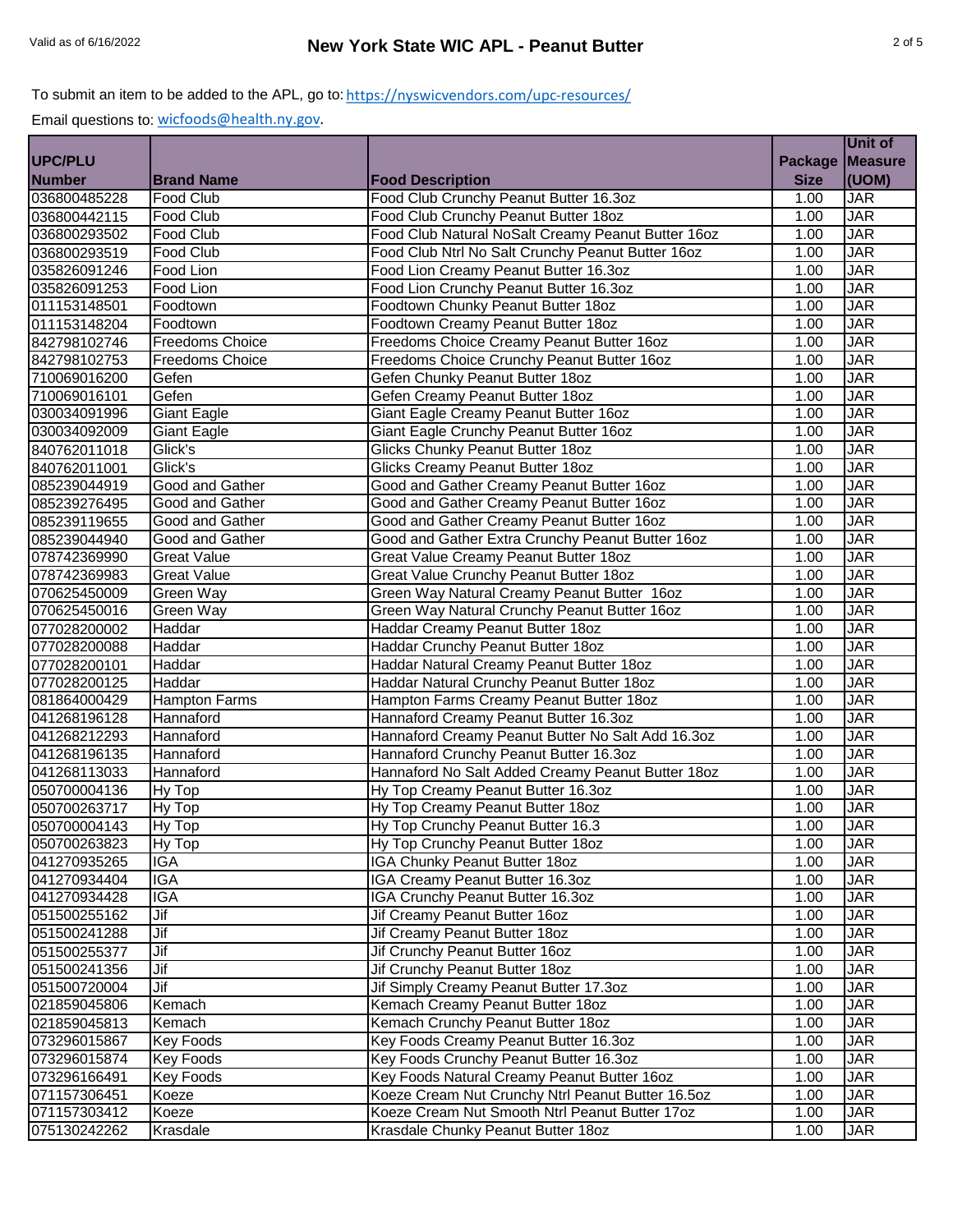To submit an item to be added to the APL, go to: https://nyswicvendors.com/upc-resources/

Email questions to: wicfoods@health.ny.gov.

| UPC/PLU Number | Brand Name | Food Description | Package Size | Unit of Measure (UOM) |
|---|---|---|---|---|
| 036800485228 | Food Club | Food Club Crunchy Peanut Butter 16.3oz | 1.00 | JAR |
| 036800442115 | Food Club | Food Club Crunchy Peanut Butter 18oz | 1.00 | JAR |
| 036800293502 | Food Club | Food Club Natural NoSalt Creamy Peanut Butter 16oz | 1.00 | JAR |
| 036800293519 | Food Club | Food Club Ntrl No Salt Crunchy Peanut Butter 16oz | 1.00 | JAR |
| 035826091246 | Food Lion | Food Lion Creamy Peanut Butter 16.3oz | 1.00 | JAR |
| 035826091253 | Food Lion | Food Lion Crunchy Peanut Butter 16.3oz | 1.00 | JAR |
| 011153148501 | Foodtown | Foodtown Chunky Peanut Butter 18oz | 1.00 | JAR |
| 011153148204 | Foodtown | Foodtown Creamy Peanut Butter 18oz | 1.00 | JAR |
| 842798102746 | Freedoms Choice | Freedoms Choice Creamy Peanut Butter 16oz | 1.00 | JAR |
| 842798102753 | Freedoms Choice | Freedoms Choice Crunchy Peanut Butter 16oz | 1.00 | JAR |
| 710069016200 | Gefen | Gefen Chunky Peanut Butter 18oz | 1.00 | JAR |
| 710069016101 | Gefen | Gefen Creamy Peanut Butter 18oz | 1.00 | JAR |
| 030034091996 | Giant Eagle | Giant Eagle Creamy Peanut Butter 16oz | 1.00 | JAR |
| 030034092009 | Giant Eagle | Giant Eagle Crunchy Peanut Butter 16oz | 1.00 | JAR |
| 840762011018 | Glick's | Glicks Chunky Peanut Butter 18oz | 1.00 | JAR |
| 840762011001 | Glick's | Glicks Creamy Peanut Butter 18oz | 1.00 | JAR |
| 085239044919 | Good and Gather | Good and Gather Creamy Peanut Butter 16oz | 1.00 | JAR |
| 085239276495 | Good and Gather | Good and Gather Creamy Peanut Butter 16oz | 1.00 | JAR |
| 085239119655 | Good and Gather | Good and Gather Creamy Peanut Butter 16oz | 1.00 | JAR |
| 085239044940 | Good and Gather | Good and Gather Extra Crunchy Peanut Butter 16oz | 1.00 | JAR |
| 078742369990 | Great Value | Great Value Creamy Peanut Butter 18oz | 1.00 | JAR |
| 078742369983 | Great Value | Great Value Crunchy Peanut Butter 18oz | 1.00 | JAR |
| 070625450009 | Green Way | Green Way Natural Creamy Peanut Butter 16oz | 1.00 | JAR |
| 070625450016 | Green Way | Green Way Natural Crunchy Peanut Butter 16oz | 1.00 | JAR |
| 077028200002 | Haddar | Haddar Creamy Peanut Butter 18oz | 1.00 | JAR |
| 077028200088 | Haddar | Haddar Crunchy Peanut Butter 18oz | 1.00 | JAR |
| 077028200101 | Haddar | Haddar Natural Creamy Peanut Butter 18oz | 1.00 | JAR |
| 077028200125 | Haddar | Haddar Natural Crunchy Peanut Butter 18oz | 1.00 | JAR |
| 081864000429 | Hampton Farms | Hampton Farms Creamy Peanut Butter 18oz | 1.00 | JAR |
| 041268196128 | Hannaford | Hannaford Creamy Peanut Butter 16.3oz | 1.00 | JAR |
| 041268212293 | Hannaford | Hannaford Creamy Peanut Butter No Salt Add 16.3oz | 1.00 | JAR |
| 041268196135 | Hannaford | Hannaford Crunchy Peanut Butter 16.3oz | 1.00 | JAR |
| 041268113033 | Hannaford | Hannaford No Salt Added Creamy Peanut Butter 18oz | 1.00 | JAR |
| 050700004136 | Hy Top | Hy Top Creamy Peanut Butter 16.3oz | 1.00 | JAR |
| 050700263717 | Hy Top | Hy Top Creamy Peanut Butter 18oz | 1.00 | JAR |
| 050700004143 | Hy Top | Hy Top Crunchy Peanut Butter 16.3 | 1.00 | JAR |
| 050700263823 | Hy Top | Hy Top Crunchy Peanut Butter 18oz | 1.00 | JAR |
| 041270935265 | IGA | IGA Chunky Peanut Butter 18oz | 1.00 | JAR |
| 041270934404 | IGA | IGA Creamy Peanut Butter 16.3oz | 1.00 | JAR |
| 041270934428 | IGA | IGA Crunchy Peanut Butter 16.3oz | 1.00 | JAR |
| 051500255162 | Jif | Jif Creamy Peanut Butter 16oz | 1.00 | JAR |
| 051500241288 | Jif | Jif Creamy Peanut Butter 18oz | 1.00 | JAR |
| 051500255377 | Jif | Jif Crunchy Peanut Butter 16oz | 1.00 | JAR |
| 051500241356 | Jif | Jif Crunchy Peanut Butter 18oz | 1.00 | JAR |
| 051500720004 | Jif | Jif Simply Creamy Peanut Butter 17.3oz | 1.00 | JAR |
| 021859045806 | Kemach | Kemach Creamy Peanut Butter 18oz | 1.00 | JAR |
| 021859045813 | Kemach | Kemach Crunchy Peanut Butter 18oz | 1.00 | JAR |
| 073296015867 | Key Foods | Key Foods Creamy Peanut Butter 16.3oz | 1.00 | JAR |
| 073296015874 | Key Foods | Key Foods Crunchy Peanut Butter 16.3oz | 1.00 | JAR |
| 073296166491 | Key Foods | Key Foods Natural Creamy Peanut Butter 16oz | 1.00 | JAR |
| 071157306451 | Koeze | Koeze Cream Nut Crunchy Ntrl Peanut Butter 16.5oz | 1.00 | JAR |
| 071157303412 | Koeze | Koeze Cream Nut Smooth Ntrl Peanut Butter 17oz | 1.00 | JAR |
| 075130242262 | Krasdale | Krasdale Chunky Peanut Butter 18oz | 1.00 | JAR |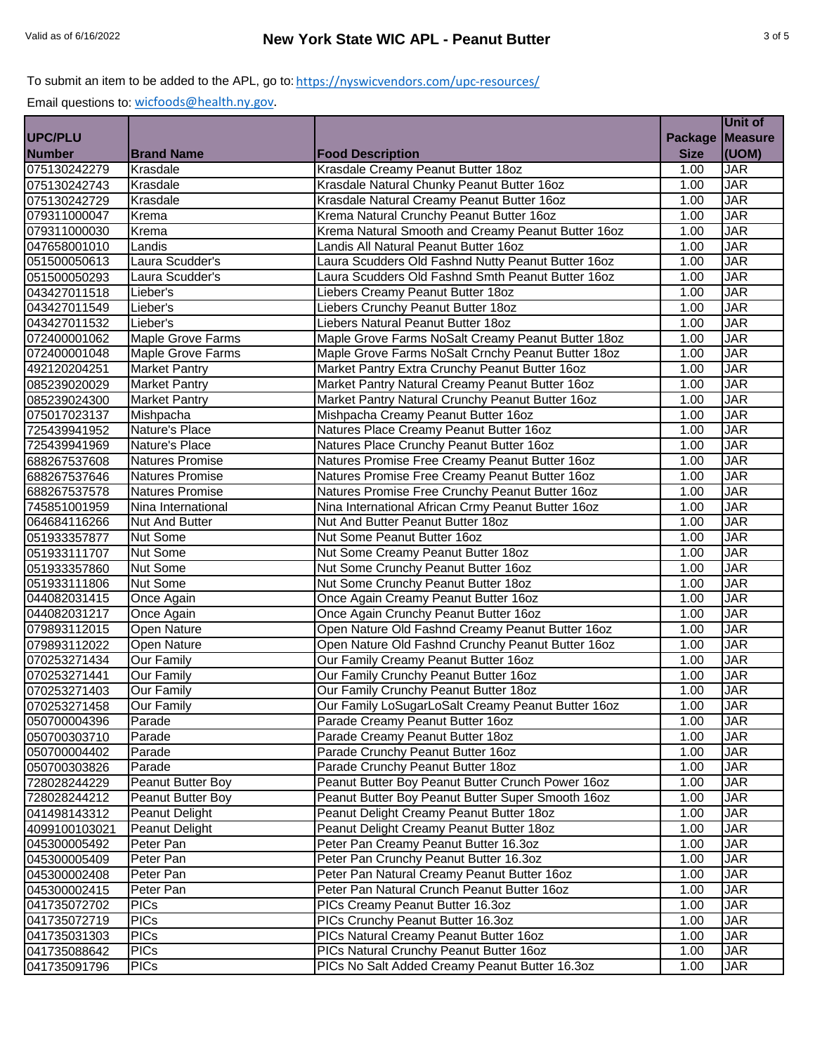To submit an item to be added to the APL, go to: https://nyswicvendors.com/upc-resources/

Email questions to: wicfoods@health.ny.gov.

| UPC/PLU Number | Brand Name | Food Description | Package Size | Unit of Measure (UOM) |
|---|---|---|---|---|
| 075130242279 | Krasdale | Krasdale Creamy Peanut Butter 18oz | 1.00 | JAR |
| 075130242743 | Krasdale | Krasdale Natural Chunky Peanut Butter 16oz | 1.00 | JAR |
| 075130242729 | Krasdale | Krasdale Natural Creamy Peanut Butter 16oz | 1.00 | JAR |
| 079311000047 | Krema | Krema Natural Crunchy Peanut Butter 16oz | 1.00 | JAR |
| 079311000030 | Krema | Krema Natural Smooth and Creamy Peanut Butter 16oz | 1.00 | JAR |
| 047658001010 | Landis | Landis All Natural Peanut Butter 16oz | 1.00 | JAR |
| 051500050613 | Laura Scudder's | Laura Scudders Old Fashnd Nutty Peanut Butter 16oz | 1.00 | JAR |
| 051500050293 | Laura Scudder's | Laura Scudders Old Fashnd Smth Peanut Butter 16oz | 1.00 | JAR |
| 043427011518 | Lieber's | Liebers Creamy Peanut Butter 18oz | 1.00 | JAR |
| 043427011549 | Lieber's | Liebers Crunchy Peanut Butter 18oz | 1.00 | JAR |
| 043427011532 | Lieber's | Liebers Natural Peanut Butter 18oz | 1.00 | JAR |
| 072400001062 | Maple Grove Farms | Maple Grove Farms NoSalt Creamy Peanut Butter 18oz | 1.00 | JAR |
| 072400001048 | Maple Grove Farms | Maple Grove Farms NoSalt Crnchy Peanut Butter 18oz | 1.00 | JAR |
| 492120204251 | Market Pantry | Market Pantry Extra Crunchy Peanut Butter 16oz | 1.00 | JAR |
| 085239020029 | Market Pantry | Market Pantry Natural Creamy Peanut Butter 16oz | 1.00 | JAR |
| 085239024300 | Market Pantry | Market Pantry Natural Crunchy Peanut Butter 16oz | 1.00 | JAR |
| 075017023137 | Mishpacha | Mishpacha Creamy Peanut Butter 16oz | 1.00 | JAR |
| 725439941952 | Nature's Place | Natures Place Creamy Peanut Butter 16oz | 1.00 | JAR |
| 725439941969 | Nature's Place | Natures Place Crunchy Peanut Butter 16oz | 1.00 | JAR |
| 688267537608 | Natures Promise | Natures Promise Free Creamy Peanut Butter 16oz | 1.00 | JAR |
| 688267537646 | Natures Promise | Natures Promise Free Creamy Peanut Butter 16oz | 1.00 | JAR |
| 688267537578 | Natures Promise | Natures Promise Free Crunchy Peanut Butter 16oz | 1.00 | JAR |
| 745851001959 | Nina International | Nina International African Crmy Peanut Butter 16oz | 1.00 | JAR |
| 064684116266 | Nut And Butter | Nut And Butter Peanut Butter 18oz | 1.00 | JAR |
| 051933357877 | Nut Some | Nut Some Peanut Butter 16oz | 1.00 | JAR |
| 051933111707 | Nut Some | Nut Some Creamy Peanut Butter 18oz | 1.00 | JAR |
| 051933357860 | Nut Some | Nut Some Crunchy Peanut Butter 16oz | 1.00 | JAR |
| 051933111806 | Nut Some | Nut Some Crunchy Peanut Butter 18oz | 1.00 | JAR |
| 044082031415 | Once Again | Once Again Creamy Peanut Butter 16oz | 1.00 | JAR |
| 044082031217 | Once Again | Once Again Crunchy Peanut Butter 16oz | 1.00 | JAR |
| 079893112015 | Open Nature | Open Nature Old Fashnd Creamy Peanut Butter 16oz | 1.00 | JAR |
| 079893112022 | Open Nature | Open Nature Old Fashnd Crunchy Peanut Butter 16oz | 1.00 | JAR |
| 070253271434 | Our Family | Our Family Creamy Peanut Butter 16oz | 1.00 | JAR |
| 070253271441 | Our Family | Our Family Crunchy Peanut Butter 16oz | 1.00 | JAR |
| 070253271403 | Our Family | Our Family Crunchy Peanut Butter 18oz | 1.00 | JAR |
| 070253271458 | Our Family | Our Family LoSugarLoSalt Creamy Peanut Butter 16oz | 1.00 | JAR |
| 050700004396 | Parade | Parade Creamy Peanut Butter 16oz | 1.00 | JAR |
| 050700303710 | Parade | Parade Creamy Peanut Butter 18oz | 1.00 | JAR |
| 050700004402 | Parade | Parade Crunchy Peanut Butter 16oz | 1.00 | JAR |
| 050700303826 | Parade | Parade Crunchy Peanut Butter 18oz | 1.00 | JAR |
| 728028244229 | Peanut Butter Boy | Peanut Butter Boy Peanut Butter Crunch Power 16oz | 1.00 | JAR |
| 728028244212 | Peanut Butter Boy | Peanut Butter Boy Peanut Butter Super Smooth 16oz | 1.00 | JAR |
| 041498143312 | Peanut Delight | Peanut Delight Creamy Peanut Butter 18oz | 1.00 | JAR |
| 4099100103021 | Peanut Delight | Peanut Delight Crunchy Peanut Butter 18oz | 1.00 | JAR |
| 045300005492 | Peter Pan | Peter Pan Creamy Peanut Butter 16.3oz | 1.00 | JAR |
| 045300005409 | Peter Pan | Peter Pan Crunchy Peanut Butter 16.3oz | 1.00 | JAR |
| 045300002408 | Peter Pan | Peter Pan Natural Creamy Peanut Butter 16oz | 1.00 | JAR |
| 045300002415 | Peter Pan | Peter Pan Natural Crunch Peanut Butter 16oz | 1.00 | JAR |
| 041735072702 | PICs | PICs Creamy Peanut Butter 16.3oz | 1.00 | JAR |
| 041735072719 | PICs | PICs Crunchy Peanut Butter 16.3oz | 1.00 | JAR |
| 041735031303 | PICs | PICs Natural Creamy Peanut Butter 16oz | 1.00 | JAR |
| 041735088642 | PICs | PICs Natural Crunchy Peanut Butter 16oz | 1.00 | JAR |
| 041735091796 | PICs | PICs No Salt Added Creamy Peanut Butter 16.3oz | 1.00 | JAR |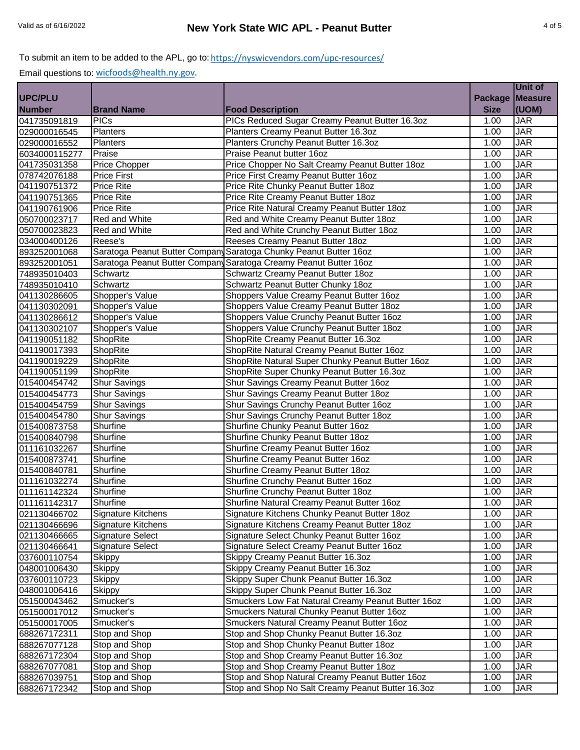# New York State WIC APL - Peanut Butter

Valid as of 6/16/2022

To submit an item to be added to the APL, go to: https://nyswicvendors.com/upc-resources/

Email questions to: wicfoods@health.ny.gov.

| UPC/PLU Number | Brand Name | Food Description | Package Size | Unit of Measure (UOM) |
|---|---|---|---|---|
| 041735091819 | PICs | PICs Reduced Sugar Creamy Peanut Butter 16.3oz | 1.00 | JAR |
| 029000016545 | Planters | Planters Creamy Peanut Butter 16.3oz | 1.00 | JAR |
| 029000016552 | Planters | Planters Crunchy Peanut Butter 16.3oz | 1.00 | JAR |
| 6034000115277 | Praise | Praise Peanut butter 16oz | 1.00 | JAR |
| 041735031358 | Price Chopper | Price Chopper No Salt Creamy Peanut Butter 18oz | 1.00 | JAR |
| 078742076188 | Price First | Price First Creamy Peanut Butter 16oz | 1.00 | JAR |
| 041190751372 | Price Rite | Price Rite Chunky Peanut Butter 18oz | 1.00 | JAR |
| 041190751365 | Price Rite | Price Rite Creamy Peanut Butter 18oz | 1.00 | JAR |
| 041190761906 | Price Rite | Price Rite Natural Creamy Peanut Butter 18oz | 1.00 | JAR |
| 050700023717 | Red and White | Red and White Creamy Peanut Butter 18oz | 1.00 | JAR |
| 050700023823 | Red and White | Red and White Crunchy Peanut Butter 18oz | 1.00 | JAR |
| 034000400126 | Reese's | Reeses Creamy Peanut Butter 18oz | 1.00 | JAR |
| 893252001068 | Saratoga Peanut Butter Company | Saratoga Chunky Peanut Butter 16oz | 1.00 | JAR |
| 893252001051 | Saratoga Peanut Butter Company | Saratoga Creamy Peanut Butter 16oz | 1.00 | JAR |
| 748935010403 | Schwartz | Schwartz Creamy Peanut Butter 18oz | 1.00 | JAR |
| 748935010410 | Schwartz | Schwartz Peanut Butter Chunky 18oz | 1.00 | JAR |
| 041130286605 | Shopper's Value | Shoppers Value Creamy Peanut Butter 16oz | 1.00 | JAR |
| 041130302091 | Shopper's Value | Shoppers Value Creamy Peanut Butter 18oz | 1.00 | JAR |
| 041130286612 | Shopper's Value | Shoppers Value Crunchy Peanut Butter 16oz | 1.00 | JAR |
| 041130302107 | Shopper's Value | Shoppers Value Crunchy Peanut Butter 18oz | 1.00 | JAR |
| 041190051182 | ShopRite | ShopRite Creamy Peanut Butter 16.3oz | 1.00 | JAR |
| 041190017393 | ShopRite | ShopRite Natural Creamy Peanut Butter 16oz | 1.00 | JAR |
| 041190019229 | ShopRite | ShopRite Natural Super Chunky Peanut Butter 16oz | 1.00 | JAR |
| 041190051199 | ShopRite | ShopRite Super Chunky Peanut Butter 16.3oz | 1.00 | JAR |
| 015400454742 | Shur Savings | Shur Savings Creamy Peanut Butter 16oz | 1.00 | JAR |
| 015400454773 | Shur Savings | Shur Savings Creamy Peanut Butter 18oz | 1.00 | JAR |
| 015400454759 | Shur Savings | Shur Savings Crunchy Peanut Butter 16oz | 1.00 | JAR |
| 015400454780 | Shur Savings | Shur Savings Crunchy Peanut Butter 18oz | 1.00 | JAR |
| 015400873758 | Shurfine | Shurfine Chunky Peanut Butter 16oz | 1.00 | JAR |
| 015400840798 | Shurfine | Shurfine Chunky Peanut Butter 18oz | 1.00 | JAR |
| 011161032267 | Shurfine | Shurfine Creamy Peanut Butter 16oz | 1.00 | JAR |
| 015400873741 | Shurfine | Shurfine Creamy Peanut Butter 16oz | 1.00 | JAR |
| 015400840781 | Shurfine | Shurfine Creamy Peanut Butter 18oz | 1.00 | JAR |
| 011161032274 | Shurfine | Shurfine Crunchy Peanut Butter 16oz | 1.00 | JAR |
| 011161142324 | Shurfine | Shurfine Crunchy Peanut Butter 18oz | 1.00 | JAR |
| 011161142317 | Shurfine | Shurfine Natural Creamy Peanut Butter 16oz | 1.00 | JAR |
| 021130466702 | Signature Kitchens | Signature Kitchens Chunky Peanut Butter 18oz | 1.00 | JAR |
| 021130466696 | Signature Kitchens | Signature Kitchens Creamy Peanut Butter 18oz | 1.00 | JAR |
| 021130466665 | Signature Select | Signature Select Chunky Peanut Butter 16oz | 1.00 | JAR |
| 021130466641 | Signature Select | Signature Select Creamy Peanut Butter 16oz | 1.00 | JAR |
| 037600110754 | Skippy | Skippy Creamy Peanut Butter 16.3oz | 1.00 | JAR |
| 048001006430 | Skippy | Skippy Creamy Peanut Butter 16.3oz | 1.00 | JAR |
| 037600110723 | Skippy | Skippy Super Chunk Peanut Butter 16.3oz | 1.00 | JAR |
| 048001006416 | Skippy | Skippy Super Chunk Peanut Butter 16.3oz | 1.00 | JAR |
| 051500043462 | Smucker's | Smuckers Low Fat Natural Creamy Peanut Butter 16oz | 1.00 | JAR |
| 051500017012 | Smucker's | Smuckers Natural Chunky Peanut Butter 16oz | 1.00 | JAR |
| 051500017005 | Smucker's | Smuckers Natural Creamy Peanut Butter 16oz | 1.00 | JAR |
| 688267172311 | Stop and Shop | Stop and Shop Chunky Peanut Butter 16.3oz | 1.00 | JAR |
| 688267077128 | Stop and Shop | Stop and Shop Chunky Peanut Butter 18oz | 1.00 | JAR |
| 688267172304 | Stop and Shop | Stop and Shop Creamy Peanut Butter 16.3oz | 1.00 | JAR |
| 688267077081 | Stop and Shop | Stop and Shop Creamy Peanut Butter 18oz | 1.00 | JAR |
| 688267039751 | Stop and Shop | Stop and Shop Natural Creamy Peanut Butter 16oz | 1.00 | JAR |
| 688267172342 | Stop and Shop | Stop and Shop No Salt Creamy Peanut Butter 16.3oz | 1.00 | JAR |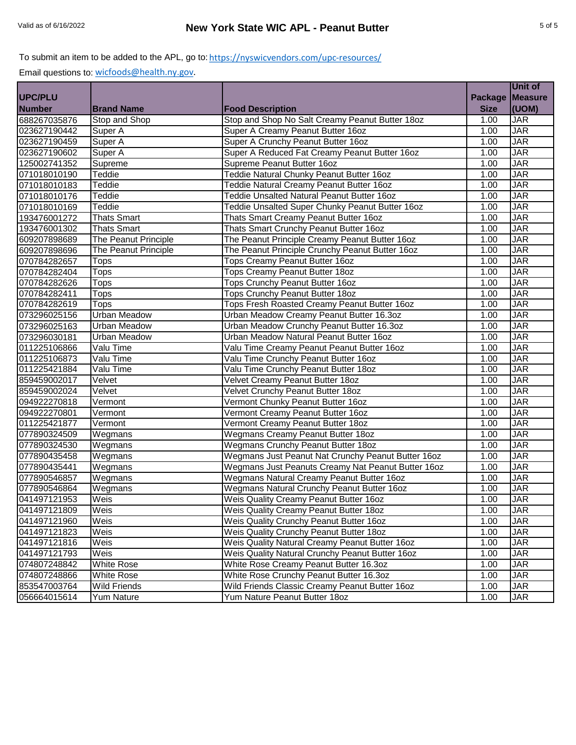To submit an item to be added to the APL, go to: https://nyswicvendors.com/upc-resources/

Email questions to: wicfoods@health.ny.gov.

| UPC/PLU Number | Brand Name | Food Description | Package Size | Unit of Measure (UOM) |
|---|---|---|---|---|
| 688267035876 | Stop and Shop | Stop and Shop No Salt Creamy Peanut Butter 18oz | 1.00 | JAR |
| 023627190442 | Super A | Super A Creamy Peanut Butter 16oz | 1.00 | JAR |
| 023627190459 | Super A | Super A Crunchy Peanut Butter 16oz | 1.00 | JAR |
| 023627190602 | Super A | Super A Reduced Fat Creamy Peanut Butter 16oz | 1.00 | JAR |
| 125002741352 | Supreme | Supreme Peanut Butter 16oz | 1.00 | JAR |
| 071018010190 | Teddie | Teddie Natural Chunky Peanut Butter 16oz | 1.00 | JAR |
| 071018010183 | Teddie | Teddie Natural Creamy Peanut Butter 16oz | 1.00 | JAR |
| 071018010176 | Teddie | Teddie Unsalted Natural Peanut Butter 16oz | 1.00 | JAR |
| 071018010169 | Teddie | Teddie Unsalted Super Chunky Peanut Butter 16oz | 1.00 | JAR |
| 193476001272 | Thats Smart | Thats Smart Creamy Peanut Butter 16oz | 1.00 | JAR |
| 193476001302 | Thats Smart | Thats Smart Crunchy Peanut Butter 16oz | 1.00 | JAR |
| 609207898689 | The Peanut Principle | The Peanut Principle Creamy Peanut Butter 16oz | 1.00 | JAR |
| 609207898696 | The Peanut Principle | The Peanut Principle Crunchy Peanut Butter 16oz | 1.00 | JAR |
| 070784282657 | Tops | Tops Creamy Peanut Butter 16oz | 1.00 | JAR |
| 070784282404 | Tops | Tops Creamy Peanut Butter 18oz | 1.00 | JAR |
| 070784282626 | Tops | Tops Crunchy Peanut Butter 16oz | 1.00 | JAR |
| 070784282411 | Tops | Tops Crunchy Peanut Butter 18oz | 1.00 | JAR |
| 070784282619 | Tops | Tops Fresh Roasted Creamy Peanut Butter 16oz | 1.00 | JAR |
| 073296025156 | Urban Meadow | Urban Meadow Creamy Peanut Butter 16.3oz | 1.00 | JAR |
| 073296025163 | Urban Meadow | Urban Meadow Crunchy Peanut Butter 16.3oz | 1.00 | JAR |
| 073296030181 | Urban Meadow | Urban Meadow Natural Peanut Butter 16oz | 1.00 | JAR |
| 011225106866 | Valu Time | Valu Time Creamy Peanut Peanut Butter 16oz | 1.00 | JAR |
| 011225106873 | Valu Time | Valu Time Crunchy Peanut Butter 16oz | 1.00 | JAR |
| 011225421884 | Valu Time | Valu Time Crunchy Peanut Butter 18oz | 1.00 | JAR |
| 859459002017 | Velvet | Velvet Creamy Peanut Butter 18oz | 1.00 | JAR |
| 859459002024 | Velvet | Velvet Crunchy Peanut Butter 18oz | 1.00 | JAR |
| 094922270818 | Vermont | Vermont Chunky Peanut Butter 16oz | 1.00 | JAR |
| 094922270801 | Vermont | Vermont Creamy Peanut Butter 16oz | 1.00 | JAR |
| 011225421877 | Vermont | Vermont Creamy Peanut Butter 18oz | 1.00 | JAR |
| 077890324509 | Wegmans | Wegmans Creamy Peanut Butter 18oz | 1.00 | JAR |
| 077890324530 | Wegmans | Wegmans Crunchy Peanut Butter 18oz | 1.00 | JAR |
| 077890435458 | Wegmans | Wegmans Just Peanut Nat Crunchy Peanut Butter 16oz | 1.00 | JAR |
| 077890435441 | Wegmans | Wegmans Just Peanuts Creamy Nat Peanut Butter 16oz | 1.00 | JAR |
| 077890546857 | Wegmans | Wegmans Natural Creamy Peanut Butter 16oz | 1.00 | JAR |
| 077890546864 | Wegmans | Wegmans Natural Crunchy Peanut Butter 16oz | 1.00 | JAR |
| 041497121953 | Weis | Weis Quality Creamy Peanut Butter 16oz | 1.00 | JAR |
| 041497121809 | Weis | Weis Quality Creamy Peanut Butter 18oz | 1.00 | JAR |
| 041497121960 | Weis | Weis Quality Crunchy Peanut Butter 16oz | 1.00 | JAR |
| 041497121823 | Weis | Weis Quality Crunchy Peanut Butter 18oz | 1.00 | JAR |
| 041497121816 | Weis | Weis Quality Natural Creamy Peanut Butter 16oz | 1.00 | JAR |
| 041497121793 | Weis | Weis Quality Natural Crunchy Peanut Butter 16oz | 1.00 | JAR |
| 074807248842 | White Rose | White Rose Creamy Peanut Butter 16.3oz | 1.00 | JAR |
| 074807248866 | White Rose | White Rose Crunchy Peanut Butter 16.3oz | 1.00 | JAR |
| 853547003764 | Wild Friends | Wild Friends Classic Creamy Peanut Butter 16oz | 1.00 | JAR |
| 056664015614 | Yum Nature | Yum Nature Peanut Butter 18oz | 1.00 | JAR |